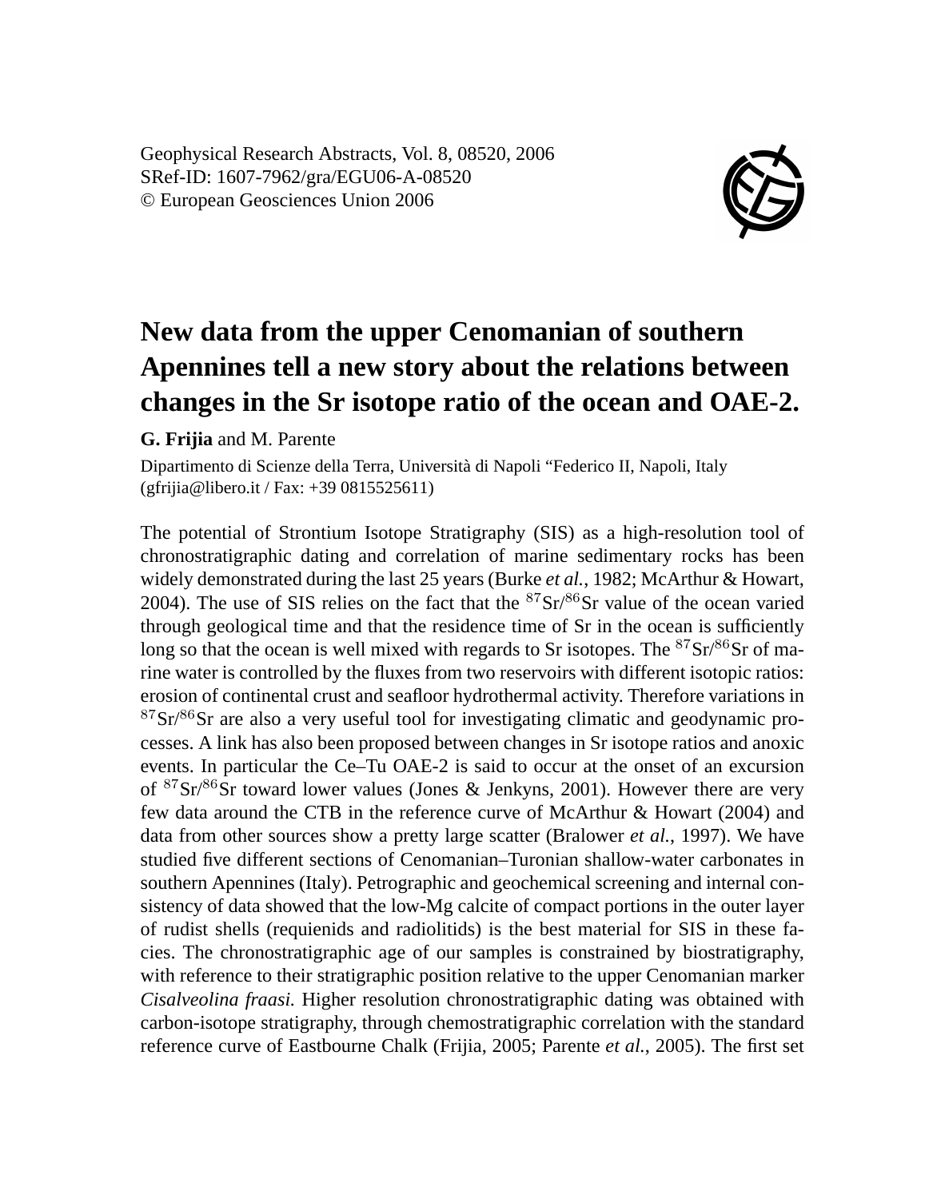# New data from the upper Cenomanian of southern Apennines tell a new story about the relations between changes in the Sr isotope ratio of the ocean and OAE-2.

**G. Frijia** and M. Parente

Dipartimento di Scienze della Terra, Università di Napoli "Federico II, Napoli, Italy (gfrijia@libero.it / Fax: +39 0815525611)

The potential of Strontium Isotope Stratigraphy (SIS) as a high-resolution tool of chronostratigraphic dating and correlation of marine sedimentary rocks has been widely demonstrated during the last 25 years (Burke *et al.*, 1982; McArthur & Howart, 2004). The use of SIS relies on the fact that the $^{87}Sr/^{86}Sr$ value of the ocean varied through geological time and that the residence time of Sr in the ocean is sufficiently long so that the ocean is well mixed with regards to Sr isotopes. The $^{87}Sr/^{86}Sr$ of marine water is controlled by the fluxes from two reservoirs with different isotopic ratios: erosion of continental crust and seafloor hydrothermal activity. Therefore variations in $^{87}Sr/^{86}Sr$ are also a very useful tool for investigating climatic and geodynamic processes. A link has also been proposed between changes in Sr isotope ratios and anoxic events. In particular the Ce–Tu OAE-2 is said to occur at the onset of an excursion of $^{87}Sr/^{86}Sr$ toward lower values (Jones & Jenkyns, 2001). However there are very few data around the CTB in the reference curve of McArthur & Howart (2004) and data from other sources show a pretty large scatter (Bralower *et al.*, 1997). We have studied five different sections of Cenomanian–Turonian shallow-water carbonates in southern Apennines (Italy). Petrographic and geochemical screening and internal consistency of data showed that the low-Mg calcite of compact portions in the outer layer of rudist shells (requienids and radiolitids) is the best material for SIS in these facies. The chronostratigraphic age of our samples is constrained by biostratigraphy, with reference to their stratigraphic position relative to the upper Cenomanian marker *Cisalveolina fraasi.* Higher resolution chronostratigraphic dating was obtained with carbon-isotope stratigraphy, through chemostratigraphic correlation with the standard reference curve of Eastbourne Chalk (Frijia, 2005; Parente *et al.*, 2005). The first set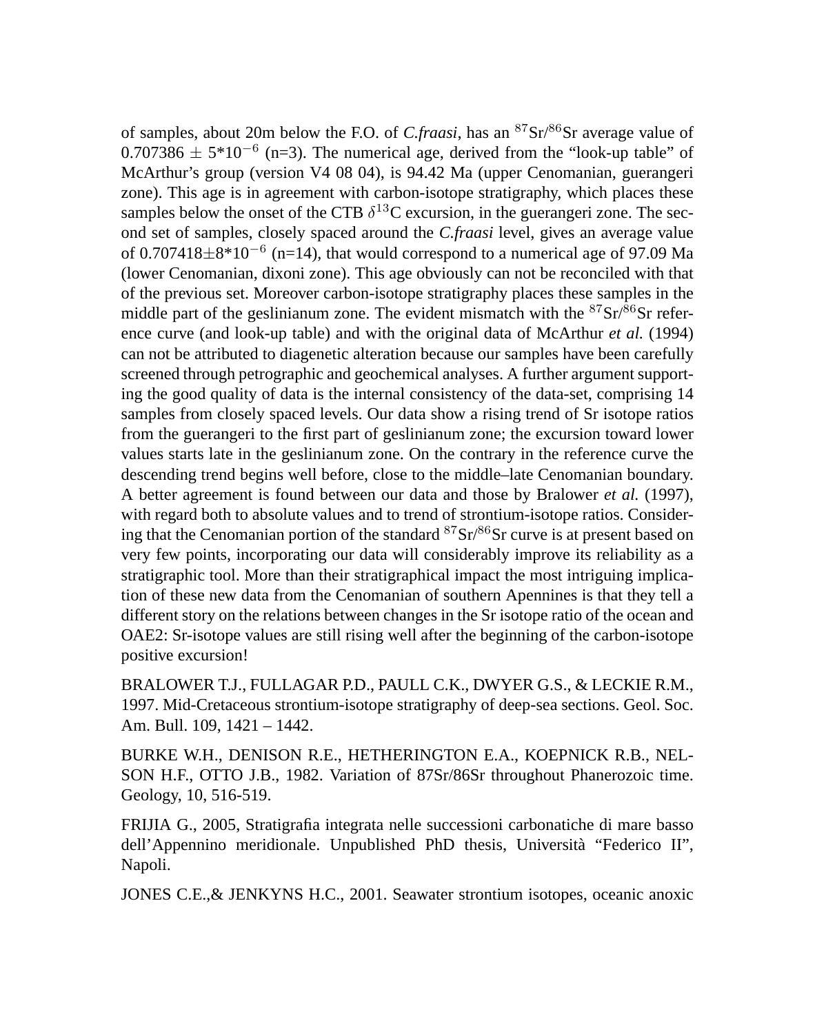of samples, about 20m below the F.O. of *C.fraasi*, has an $^{87}Sr/^{86}Sr$ average value of $0.707386 \pm 5*10^{-6}$ (n=3). The numerical age, derived from the "look-up table" of McArthur's group (version V4 08 04), is 94.42 Ma (upper Cenomanian, guerangeri zone). This age is in agreement with carbon-isotope stratigraphy, which places these samples below the onset of the CTB $\delta^{13}C$ excursion, in the guerangeri zone. The second set of samples, closely spaced around the *C.fraasi* level, gives an average value of $0.707418 \pm 8*10^{-6}$ (n=14), that would correspond to a numerical age of 97.09 Ma (lower Cenomanian, dixoni zone). This age obviously can not be reconciled with that of the previous set. Moreover carbon-isotope stratigraphy places these samples in the middle part of the geslinianum zone. The evident mismatch with the $^{87}Sr/^{86}Sr$ reference curve (and look-up table) and with the original data of McArthur *et al.* (1994) can not be attributed to diagenetic alteration because our samples have been carefully screened through petrographic and geochemical analyses. A further argument supporting the good quality of data is the internal consistency of the data-set, comprising 14 samples from closely spaced levels. Our data show a rising trend of Sr isotope ratios from the guerangeri to the first part of geslinianum zone; the excursion toward lower values starts late in the geslinianum zone. On the contrary in the reference curve the descending trend begins well before, close to the middle–late Cenomanian boundary. A better agreement is found between our data and those by Bralower *et al.* (1997), with regard both to absolute values and to trend of strontium-isotope ratios. Considering that the Cenomanian portion of the standard $^{87}Sr/^{86}Sr$ curve is at present based on very few points, incorporating our data will considerably improve its reliability as a stratigraphic tool. More than their stratigraphical impact the most intriguing implication of these new data from the Cenomanian of southern Apennines is that they tell a different story on the relations between changes in the Sr isotope ratio of the ocean and OAE2: Sr-isotope values are still rising well after the beginning of the carbon-isotope positive excursion!

BRALOWER T.J., FULLAGAR P.D., PAULL C.K., DWYER G.S., & LECKIE R.M., 1997. Mid-Cretaceous strontium-isotope stratigraphy of deep-sea sections. Geol. Soc. Am. Bull. 109, 1421 – 1442.

BURKE W.H., DENISON R.E., HETHERINGTON E.A., KOEPNICK R.B., NELSON H.F., OTTO J.B., 1982. Variation of 87Sr/86Sr throughout Phanerozoic time. Geology, 10, 516-519.

FRIJIA G., 2005, Stratigrafia integrata nelle successioni carbonatiche di mare basso dell'Appennino meridionale. Unpublished PhD thesis, Università "Federico II", Napoli.

JONES C.E.,& JENKYNS H.C., 2001. Seawater strontium isotopes, oceanic anoxic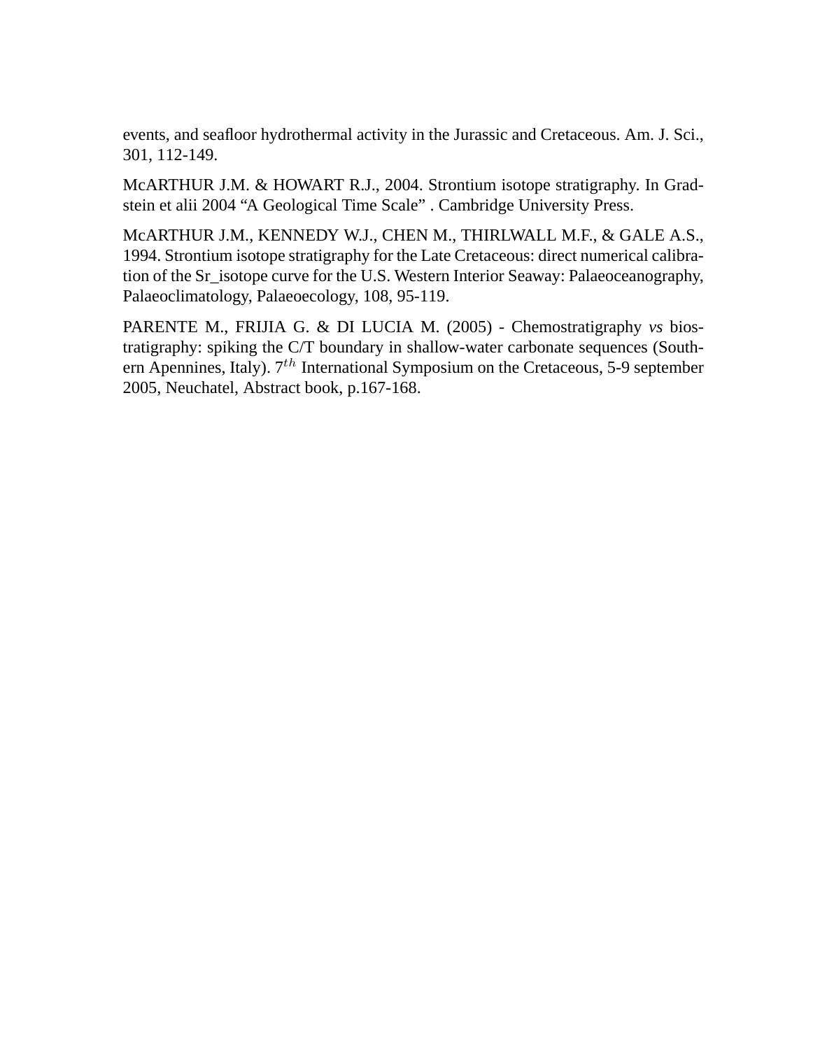events, and seafloor hydrothermal activity in the Jurassic and Cretaceous. Am. J. Sci., 301, 112-149.

McARTHUR J.M. & HOWART R.J., 2004. Strontium isotope stratigraphy. In Gradstein et alii 2004 “A Geological Time Scale” . Cambridge University Press.

McARTHUR J.M., KENNEDY W.J., CHEN M., THIRLWALL M.F., & GALE A.S., 1994. Strontium isotope stratigraphy for the Late Cretaceous: direct numerical calibration of the Sr_isotope curve for the U.S. Western Interior Seaway: Palaeoceanography, Palaeoclimatology, Palaeoecology, 108, 95-119.

PARENTE M., FRIJIA G. & DI LUCIA M. (2005) - Chemostratigraphy *vs* biostratigraphy: spiking the C/T boundary in shallow-water carbonate sequences (Southern Apennines, Italy). $7^{th}$ International Symposium on the Cretaceous, 5-9 september 2005, Neuchatel, Abstract book, p.167-168.